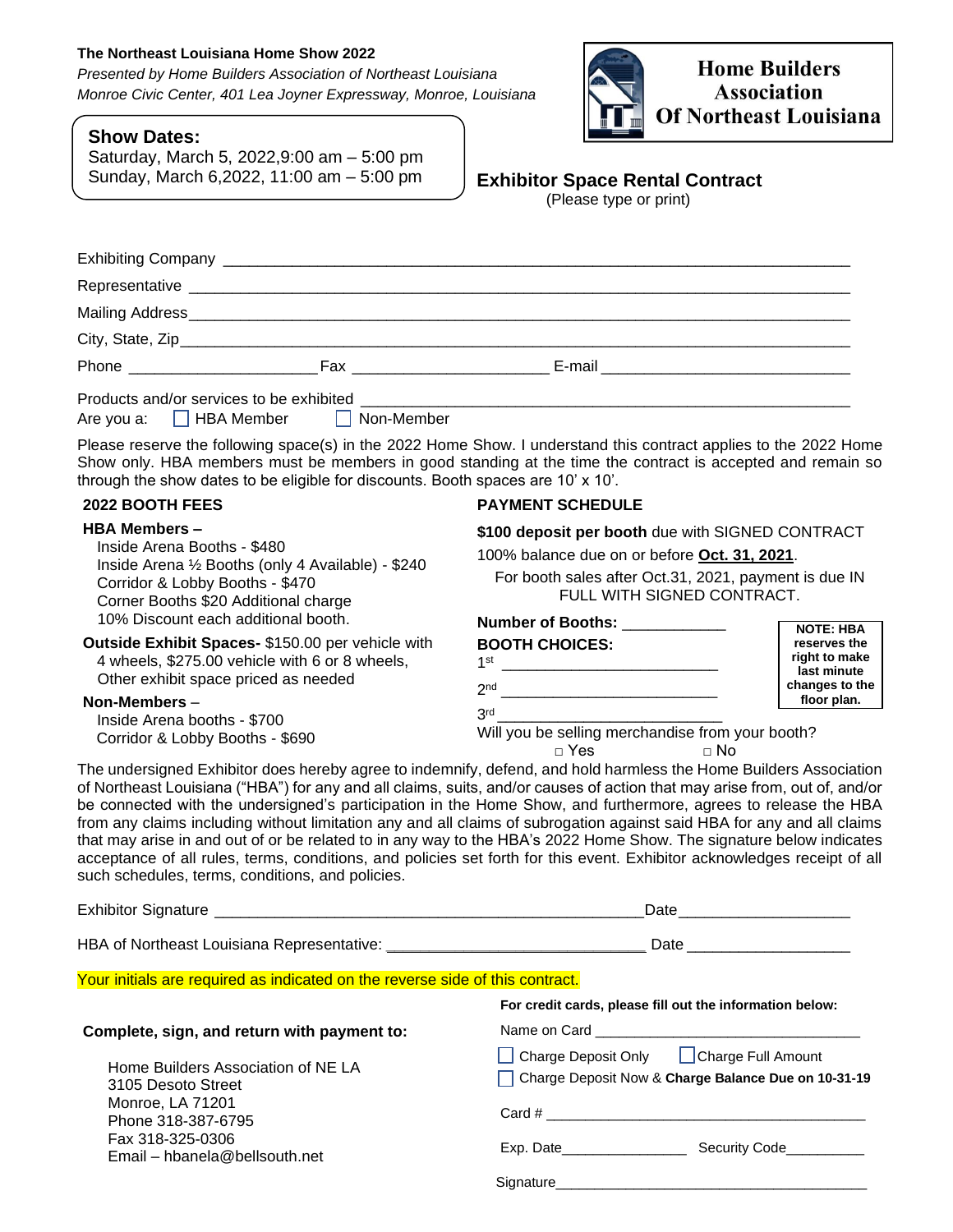**The Northeast Louisiana Home Show 2022**

*Presented by Home Builders Association of Northeast Louisiana*

*Monroe Civic Center, 401 Lea Joyner Expressway, Monroe, Louisiana*

**Home Builders Association Of Northeast Louisiana**

**Show Dates:**

Saturday, March 5, 2022,9:00 am – 5:00 pm

Sunday, March 6,2022, 11:00 am – 5:00 pm

## Exhibitor Space Rental Contract

(Please type or print)

Exhibiting Company ________________________________________________

Representative ________________________________________________

Mailing Address________________________________________________

City, State, Zip________________________________________________

Phone ____________________ Fax ____________________ E-mail ____________________

Products and/or services to be exhibited ________________________________________

Are you a: ☐ HBA Member ☐ Non-Member

Please reserve the following space(s) in the 2022 Home Show. I understand this contract applies to the 2022 Home Show only. HBA members must be members in good standing at the time the contract is accepted and remain so through the show dates to be eligible for discounts. Booth spaces are 10' x 10'.

### 2022 BOOTH FEES

**HBA Members –**

- Inside Arena Booths - $480
- Inside Arena ½ Booths (only 4 Available) - $240
- Corridor & Lobby Booths - $470
- Corner Booths $20 Additional charge
- 10% Discount each additional booth.

**Outside Exhibit Spaces-** $150.00 per vehicle with 4 wheels, $275.00 vehicle with 6 or 8 wheels, Other exhibit space priced as needed

**Non-Members** –

- Inside Arena booths - $700
- Corridor & Lobby Booths - $690

### PAYMENT SCHEDULE

**$100 deposit per booth** due with SIGNED CONTRACT

100% balance due on or before **Oct. 31, 2021**.

For booth sales after Oct.31, 2021, payment is due IN FULL WITH SIGNED CONTRACT.

**Number of Booths:** ____________

**BOOTH CHOICES:**

1st ________________________

2nd ________________________

3rd ________________________

**NOTE: HBA reserves the right to make last minute changes to the floor plan.**

Will you be selling merchandise from your booth?

□ Yes □ No

The undersigned Exhibitor does hereby agree to indemnify, defend, and hold harmless the Home Builders Association of Northeast Louisiana ("HBA") for any and all claims, suits, and/or causes of action that may arise from, out of, and/or be connected with the undersigned's participation in the Home Show, and furthermore, agrees to release the HBA from any claims including without limitation any and all claims of subrogation against said HBA for any and all claims that may arise in and out of or be related to in any way to the HBA's 2022 Home Show. The signature below indicates acceptance of all rules, terms, conditions, and policies set forth for this event. Exhibitor acknowledges receipt of all such schedules, terms, conditions, and policies.

Exhibitor Signature ________________________________ Date____________________

HBA of Northeast Louisiana Representative: ____________________________ Date ____________________

Your initials are required as indicated on the reverse side of this contract.

**Complete, sign, and return with payment to:**

Home Builders Association of NE LA
3105 Desoto Street
Monroe, LA 71201
Phone 318-387-6795
Fax 318-325-0306
Email – hbanela@bellsouth.net

**For credit cards, please fill out the information below:**

Name on Card ________________________________

☐ Charge Deposit Only ☐ Charge Full Amount

☐ Charge Deposit Now & **Charge Balance Due on 10-31-19**

Card # ________________________________

Exp. Date________________ Security Code__________

Signature________________________________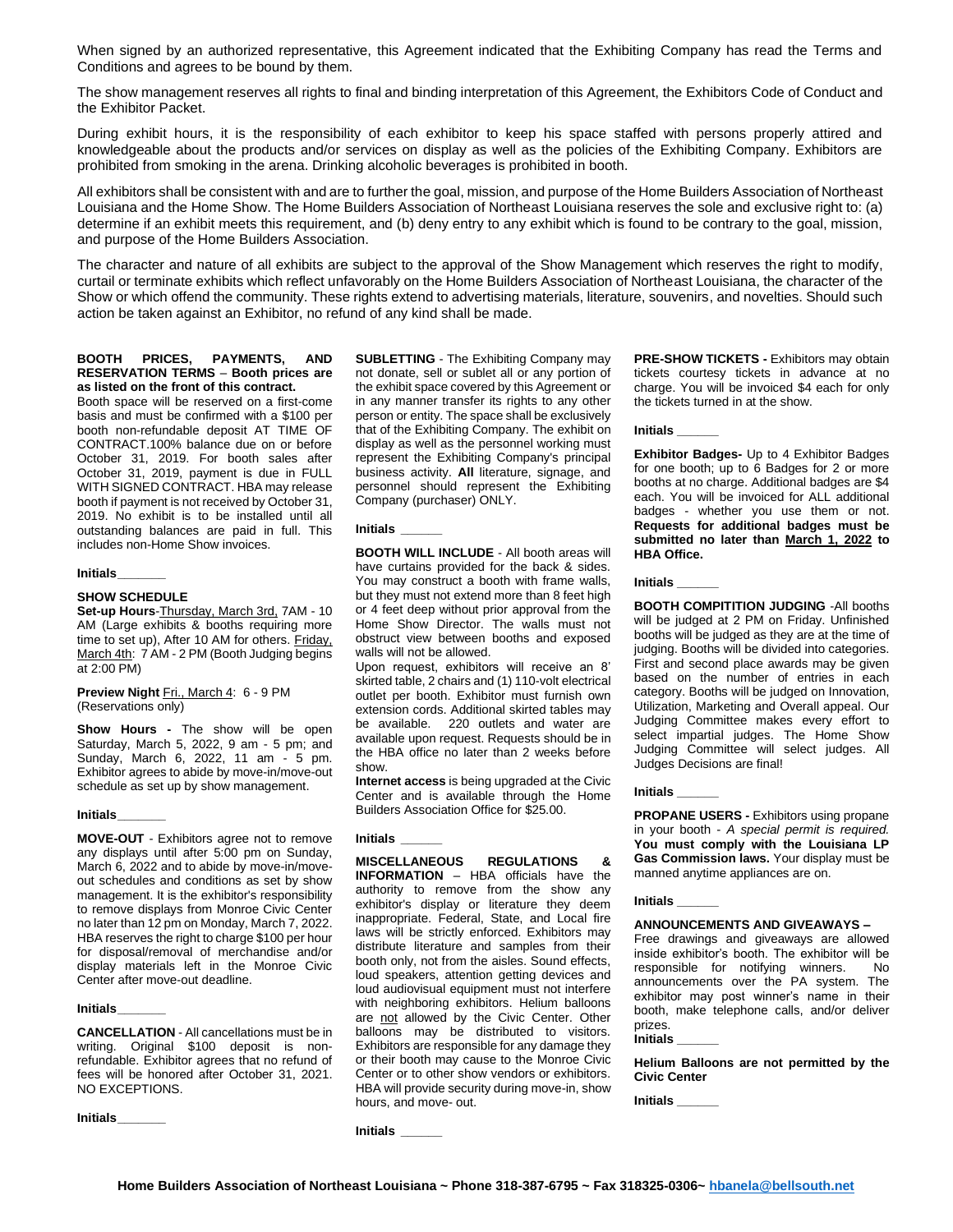When signed by an authorized representative, this Agreement indicated that the Exhibiting Company has read the Terms and Conditions and agrees to be bound by them.

The show management reserves all rights to final and binding interpretation of this Agreement, the Exhibitors Code of Conduct and the Exhibitor Packet.

During exhibit hours, it is the responsibility of each exhibitor to keep his space staffed with persons properly attired and knowledgeable about the products and/or services on display as well as the policies of the Exhibiting Company. Exhibitors are prohibited from smoking in the arena. Drinking alcoholic beverages is prohibited in booth.

All exhibitors shall be consistent with and are to further the goal, mission, and purpose of the Home Builders Association of Northeast Louisiana and the Home Show. The Home Builders Association of Northeast Louisiana reserves the sole and exclusive right to: (a) determine if an exhibit meets this requirement, and (b) deny entry to any exhibit which is found to be contrary to the goal, mission, and purpose of the Home Builders Association.

The character and nature of all exhibits are subject to the approval of the Show Management which reserves the right to modify, curtail or terminate exhibits which reflect unfavorably on the Home Builders Association of Northeast Louisiana, the character of the Show or which offend the community. These rights extend to advertising materials, literature, souvenirs, and novelties. Should such action be taken against an Exhibitor, no refund of any kind shall be made.

**BOOTH PRICES, PAYMENTS, AND RESERVATION TERMS** – **Booth prices are as listed on the front of this contract.**
Booth space will be reserved on a first-come basis and must be confirmed with a $100 per booth non-refundable deposit AT TIME OF CONTRACT.100% balance due on or before October 31, 2019. For booth sales after October 31, 2019, payment is due in FULL WITH SIGNED CONTRACT. HBA may release booth if payment is not received by October 31, 2019. No exhibit is to be installed until all outstanding balances are paid in full. This includes non-Home Show invoices.

**Initials_______**

**SHOW SCHEDULE**

**Set-up Hours**-Thursday, March 3rd, 7AM - 10 AM (Large exhibits & booths requiring more time to set up), After 10 AM for others. Friday, March 4th: 7 AM - 2 PM (Booth Judging begins at 2:00 PM)

**Preview Night** Fri., March 4: 6 - 9 PM (Reservations only)

**Show Hours -** The show will be open Saturday, March 5, 2022, 9 am - 5 pm; and Sunday, March 6, 2022, 11 am - 5 pm. Exhibitor agrees to abide by move-in/move-out schedule as set up by show management.

**Initials_______**

**MOVE-OUT** - Exhibitors agree not to remove any displays until after 5:00 pm on Sunday, March 6, 2022 and to abide by move-in/move-out schedules and conditions as set by show management. It is the exhibitor's responsibility to remove displays from Monroe Civic Center no later than 12 pm on Monday, March 7, 2022. HBA reserves the right to charge $100 per hour for disposal/removal of merchandise and/or display materials left in the Monroe Civic Center after move-out deadline.

**Initials_______**

**CANCELLATION** - All cancellations must be in writing. Original $100 deposit is non-refundable. Exhibitor agrees that no refund of fees will be honored after October 31, 2021. NO EXCEPTIONS.

**Initials_______**

**SUBLETTING** - The Exhibiting Company may not donate, sell or sublet all or any portion of the exhibit space covered by this Agreement or in any manner transfer its rights to any other person or entity. The space shall be exclusively that of the Exhibiting Company. The exhibit on display as well as the personnel working must represent the Exhibiting Company's principal business activity. **All** literature, signage, and personnel should represent the Exhibiting Company (purchaser) ONLY.

**Initials ______**

**BOOTH WILL INCLUDE** - All booth areas will have curtains provided for the back & sides. You may construct a booth with frame walls, but they must not extend more than 8 feet high or 4 feet deep without prior approval from the Home Show Director. The walls must not obstruct view between booths and exposed walls will not be allowed.

Upon request, exhibitors will receive an 8' skirted table, 2 chairs and (1) 110-volt electrical outlet per booth. Exhibitor must furnish own extension cords. Additional skirted tables may be available. 220 outlets and water are available upon request. Requests should be in the HBA office no later than 2 weeks before show.

**Internet access** is being upgraded at the Civic Center and is available through the Home Builders Association Office for $25.00.

**Initials ______**

**MISCELLANEOUS REGULATIONS & INFORMATION** – HBA officials have the authority to remove from the show any exhibitor's display or literature they deem inappropriate. Federal, State, and Local fire laws will be strictly enforced. Exhibitors may distribute literature and samples from their booth only, not from the aisles. Sound effects, loud speakers, attention getting devices and loud audiovisual equipment must not interfere with neighboring exhibitors. Helium balloons are not allowed by the Civic Center. Other balloons may be distributed to visitors. Exhibitors are responsible for any damage they or their booth may cause to the Monroe Civic Center or to other show vendors or exhibitors. HBA will provide security during move-in, show hours, and move- out.

**Initials ______**

**PRE-SHOW TICKETS -** Exhibitors may obtain tickets courtesy tickets in advance at no charge. You will be invoiced $4 each for only the tickets turned in at the show.

**Initials ______**

**Exhibitor Badges-** Up to 4 Exhibitor Badges for one booth; up to 6 Badges for 2 or more booths at no charge. Additional badges are $4 each. You will be invoiced for ALL additional badges - whether you use them or not. **Requests for additional badges must be submitted no later than March 1, 2022 to HBA Office.**

**Initials ______**

**BOOTH COMPITITION JUDGING** -All booths will be judged at 2 PM on Friday. Unfinished booths will be judged as they are at the time of judging. Booths will be divided into categories. First and second place awards may be given based on the number of entries in each category. Booths will be judged on Innovation, Utilization, Marketing and Overall appeal. Our Judging Committee makes every effort to select impartial judges. The Home Show Judging Committee will select judges. All Judges Decisions are final!

**Initials ______**

**PROPANE USERS -** Exhibitors using propane in your booth - *A special permit is required.* **You must comply with the Louisiana LP Gas Commission laws.** Your display must be manned anytime appliances are on.

**Initials ______**

**ANNOUNCEMENTS AND GIVEAWAYS –**
Free drawings and giveaways are allowed inside exhibitor's booth. The exhibitor will be responsible for notifying winners. No announcements over the PA system. The exhibitor may post winner's name in their booth, make telephone calls, and/or deliver prizes.

**Initials ______**

**Helium Balloons are not permitted by the Civic Center**

**Initials ______**

**Home Builders Association of Northeast Louisiana ~ Phone 318-387-6795 ~ Fax 318325-0306~ hbanela@bellsouth.net**